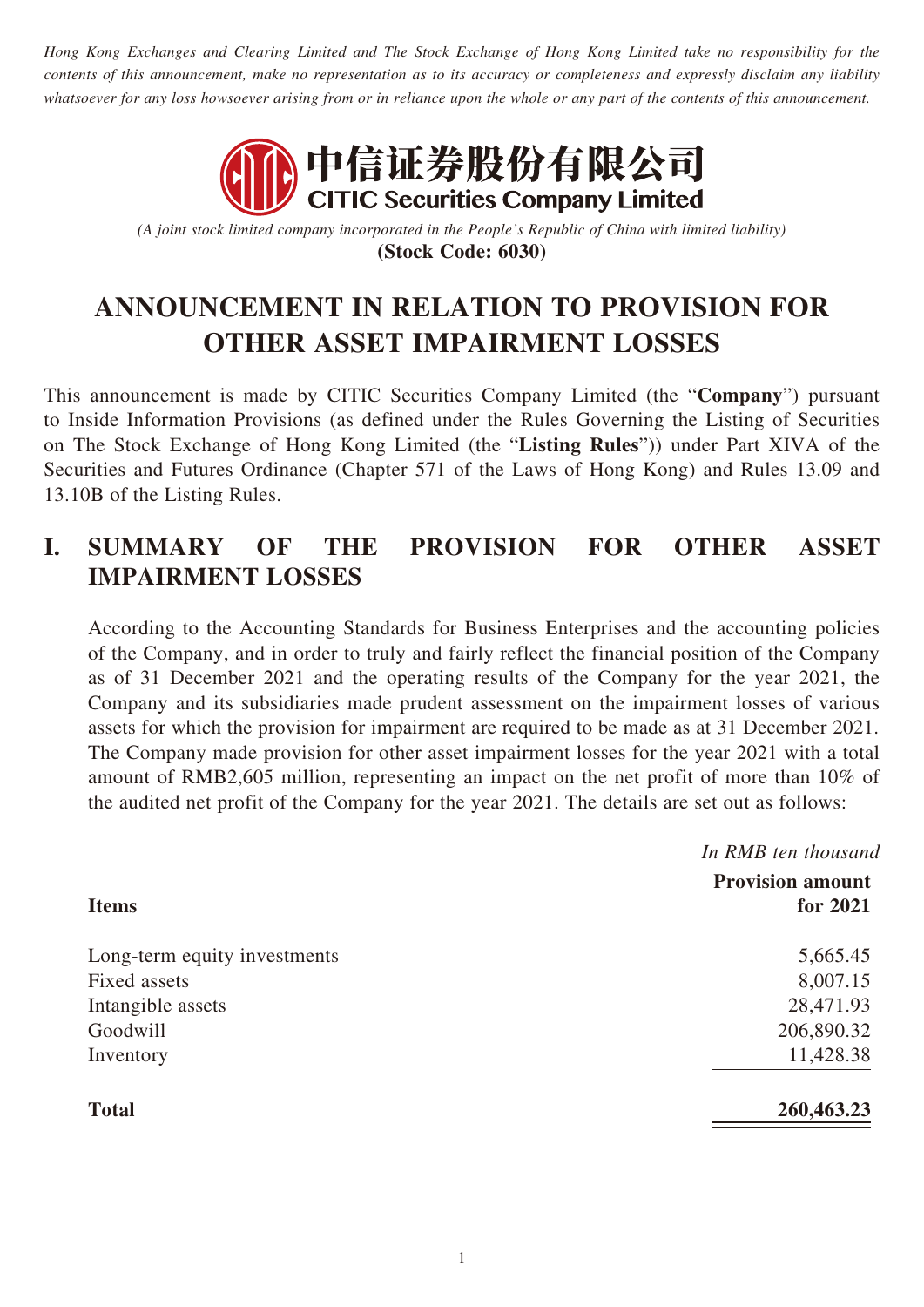*Hong Kong Exchanges and Clearing Limited and The Stock Exchange of Hong Kong Limited take no responsibility for the contents of this announcement, make no representation as to its accuracy or completeness and expressly disclaim any liability whatsoever for any loss howsoever arising from or in reliance upon the whole or any part of the contents of this announcement.*

**中信证券股份有限公司**
**CITIC Securities Company Limited**

*(A joint stock limited company incorporated in the People's Republic of China with limited liability)*
**(Stock Code: 6030)**

# ANNOUNCEMENT IN RELATION TO PROVISION FOR OTHER ASSET IMPAIRMENT LOSSES

This announcement is made by CITIC Securities Company Limited (the "**Company**") pursuant to Inside Information Provisions (as defined under the Rules Governing the Listing of Securities on The Stock Exchange of Hong Kong Limited (the "**Listing Rules**")) under Part XIVA of the Securities and Futures Ordinance (Chapter 571 of the Laws of Hong Kong) and Rules 13.09 and 13.10B of the Listing Rules.

## I. SUMMARY OF THE PROVISION FOR OTHER ASSET IMPAIRMENT LOSSES

According to the Accounting Standards for Business Enterprises and the accounting policies of the Company, and in order to truly and fairly reflect the financial position of the Company as of 31 December 2021 and the operating results of the Company for the year 2021, the Company and its subsidiaries made prudent assessment on the impairment losses of various assets for which the provision for impairment are required to be made as at 31 December 2021. The Company made provision for other asset impairment losses for the year 2021 with a total amount of RMB2,605 million, representing an impact on the net profit of more than 10% of the audited net profit of the Company for the year 2021. The details are set out as follows:

*In RMB ten thousand*

| Items | Provision amount for 2021 |
|---|---:|
| Long-term equity investments | 5,665.45 |
| Fixed assets | 8,007.15 |
| Intangible assets | 28,471.93 |
| Goodwill | 206,890.32 |
| Inventory | 11,428.38 |
| **Total** | **260,463.23** |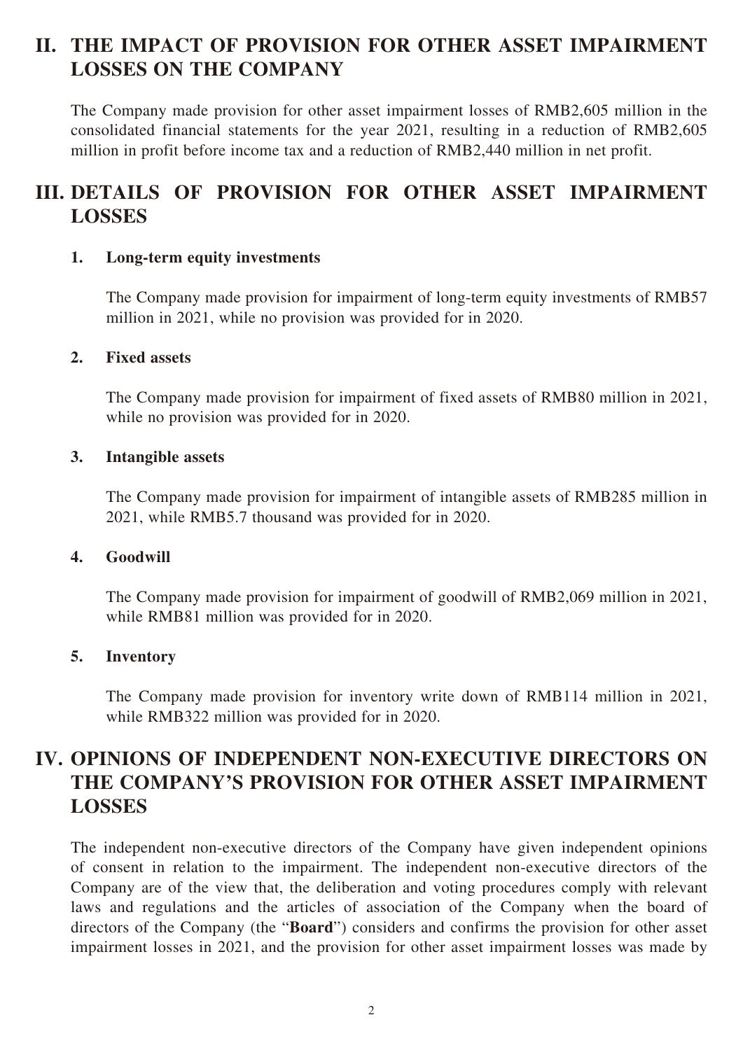## II. THE IMPACT OF PROVISION FOR OTHER ASSET IMPAIRMENT LOSSES ON THE COMPANY

The Company made provision for other asset impairment losses of RMB2,605 million in the consolidated financial statements for the year 2021, resulting in a reduction of RMB2,605 million in profit before income tax and a reduction of RMB2,440 million in net profit.

## III. DETAILS OF PROVISION FOR OTHER ASSET IMPAIRMENT LOSSES

### 1. Long-term equity investments

The Company made provision for impairment of long-term equity investments of RMB57 million in 2021, while no provision was provided for in 2020.

### 2. Fixed assets

The Company made provision for impairment of fixed assets of RMB80 million in 2021, while no provision was provided for in 2020.

### 3. Intangible assets

The Company made provision for impairment of intangible assets of RMB285 million in 2021, while RMB5.7 thousand was provided for in 2020.

### 4. Goodwill

The Company made provision for impairment of goodwill of RMB2,069 million in 2021, while RMB81 million was provided for in 2020.

### 5. Inventory

The Company made provision for inventory write down of RMB114 million in 2021, while RMB322 million was provided for in 2020.

## IV. OPINIONS OF INDEPENDENT NON-EXECUTIVE DIRECTORS ON THE COMPANY'S PROVISION FOR OTHER ASSET IMPAIRMENT LOSSES

The independent non-executive directors of the Company have given independent opinions of consent in relation to the impairment. The independent non-executive directors of the Company are of the view that, the deliberation and voting procedures comply with relevant laws and regulations and the articles of association of the Company when the board of directors of the Company (the "**Board**") considers and confirms the provision for other asset impairment losses in 2021, and the provision for other asset impairment losses was made by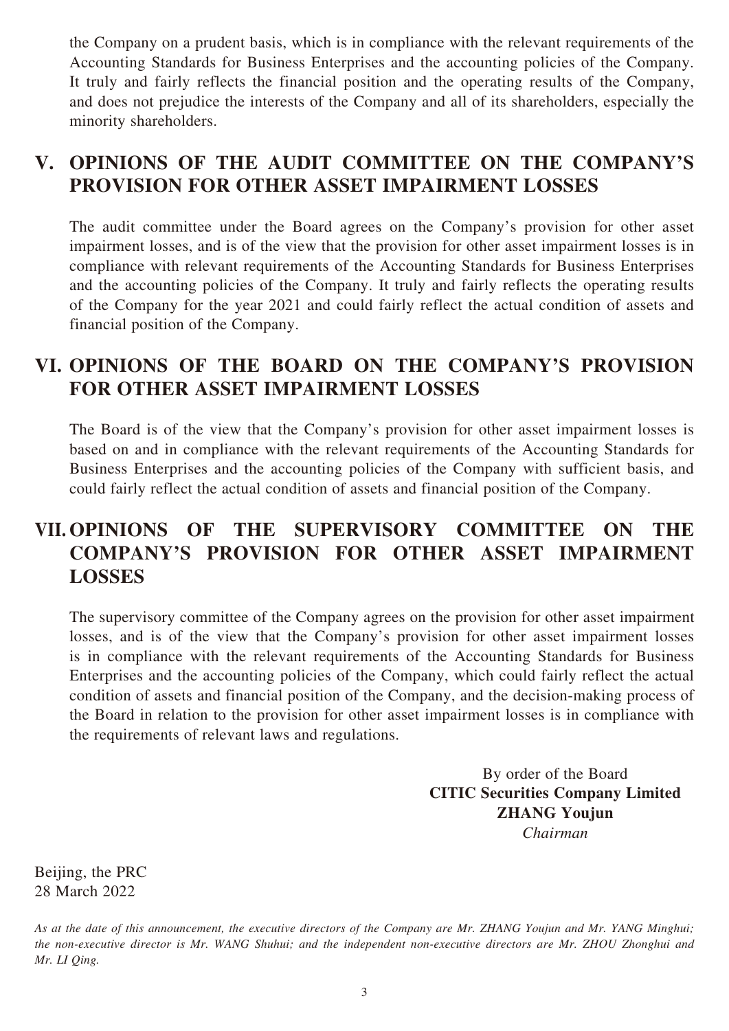the Company on a prudent basis, which is in compliance with the relevant requirements of the Accounting Standards for Business Enterprises and the accounting policies of the Company. It truly and fairly reflects the financial position and the operating results of the Company, and does not prejudice the interests of the Company and all of its shareholders, especially the minority shareholders.

## V. OPINIONS OF THE AUDIT COMMITTEE ON THE COMPANY'S PROVISION FOR OTHER ASSET IMPAIRMENT LOSSES

The audit committee under the Board agrees on the Company's provision for other asset impairment losses, and is of the view that the provision for other asset impairment losses is in compliance with relevant requirements of the Accounting Standards for Business Enterprises and the accounting policies of the Company. It truly and fairly reflects the operating results of the Company for the year 2021 and could fairly reflect the actual condition of assets and financial position of the Company.

## VI. OPINIONS OF THE BOARD ON THE COMPANY'S PROVISION FOR OTHER ASSET IMPAIRMENT LOSSES

The Board is of the view that the Company's provision for other asset impairment losses is based on and in compliance with the relevant requirements of the Accounting Standards for Business Enterprises and the accounting policies of the Company with sufficient basis, and could fairly reflect the actual condition of assets and financial position of the Company.

## VII. OPINIONS OF THE SUPERVISORY COMMITTEE ON THE COMPANY'S PROVISION FOR OTHER ASSET IMPAIRMENT LOSSES

The supervisory committee of the Company agrees on the provision for other asset impairment losses, and is of the view that the Company's provision for other asset impairment losses is in compliance with the relevant requirements of the Accounting Standards for Business Enterprises and the accounting policies of the Company, which could fairly reflect the actual condition of assets and financial position of the Company, and the decision-making process of the Board in relation to the provision for other asset impairment losses is in compliance with the requirements of relevant laws and regulations.

By order of the Board
**CITIC Securities Company Limited**
**ZHANG Youjun**
*Chairman*

Beijing, the PRC
28 March 2022

*As at the date of this announcement, the executive directors of the Company are Mr. ZHANG Youjun and Mr. YANG Minghui; the non-executive director is Mr. WANG Shuhui; and the independent non-executive directors are Mr. ZHOU Zhonghui and Mr. LI Qing.*